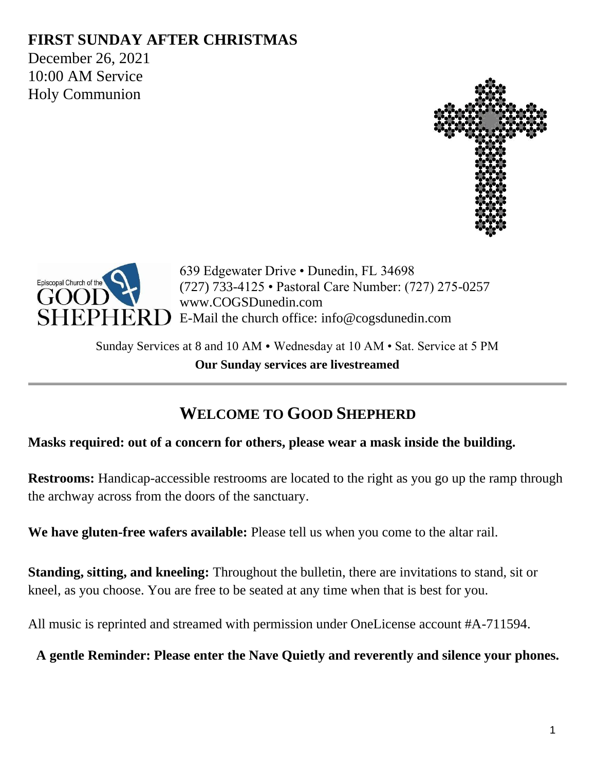# FIRST SUNDAY AFTER CHRISTMAS

December 26, 2021
10:00 AM Service
Holy Communion

Episcopal Church of the GOOD SHEPHERD

639 Edgewater Drive • Dunedin, FL 34698
(727) 733-4125 • Pastoral Care Number: (727) 275-0257
www.COGSDunedin.com
E-Mail the church office: info@cogsdunedin.com

Sunday Services at 8 and 10 AM • Wednesday at 10 AM • Sat. Service at 5 PM

**Our Sunday services are livestreamed**

---

## WELCOME TO GOOD SHEPHERD

**Masks required: out of a concern for others, please wear a mask inside the building.**

**Restrooms:** Handicap-accessible restrooms are located to the right as you go up the ramp through the archway across from the doors of the sanctuary.

**We have gluten-free wafers available:** Please tell us when you come to the altar rail.

**Standing, sitting, and kneeling:** Throughout the bulletin, there are invitations to stand, sit or kneel, as you choose. You are free to be seated at any time when that is best for you.

All music is reprinted and streamed with permission under OneLicense account #A-711594.

**A gentle Reminder: Please enter the Nave Quietly and reverently and silence your phones.**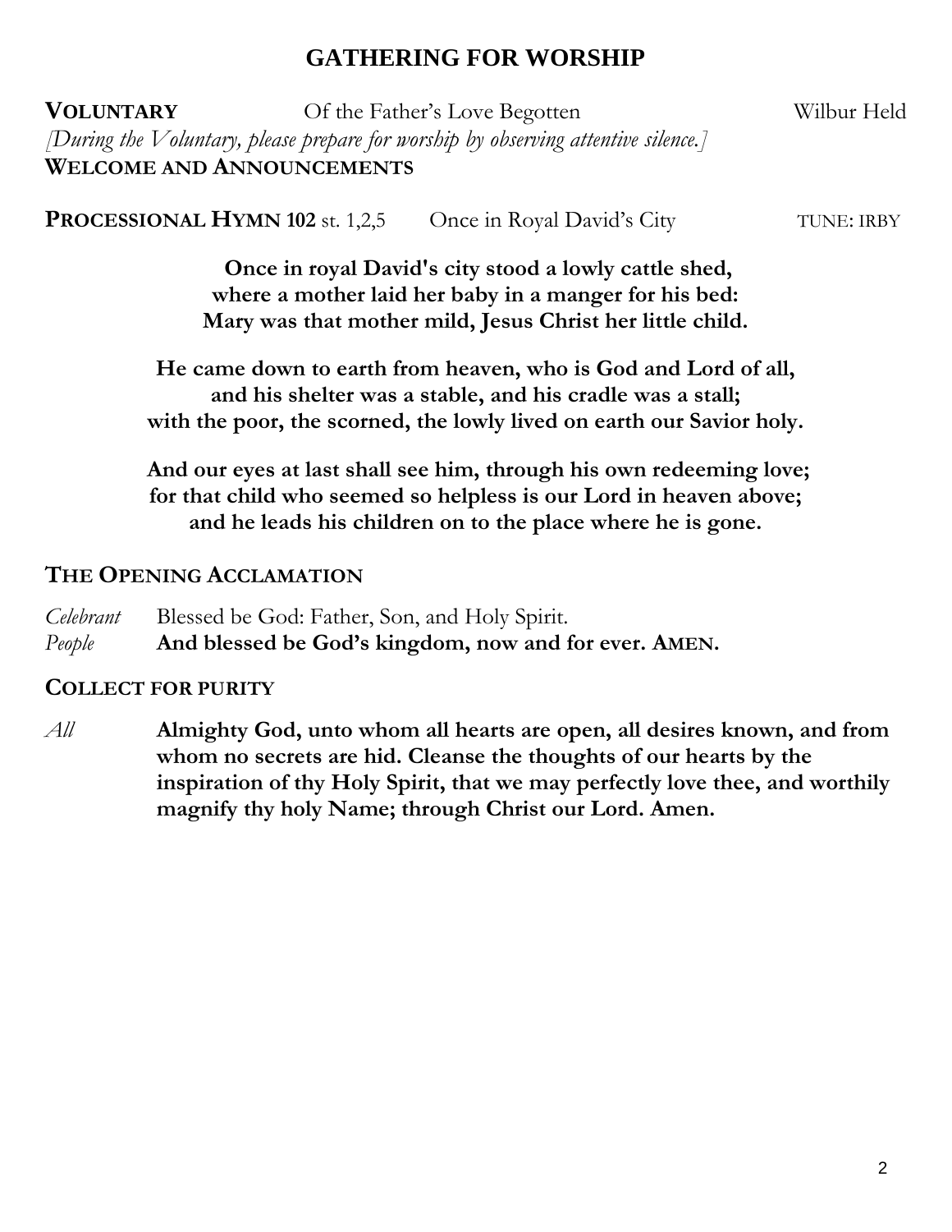# GATHERING FOR WORSHIP

**VOLUNTARY** Of the Father's Love Begotten Wilbur Held

*[During the Voluntary, please prepare for worship by observing attentive silence.]*

**WELCOME AND ANNOUNCEMENTS**

**PROCESSIONAL HYMN 102** st. 1,2,5 Once in Royal David's City TUNE: IRBY

**Once in royal David's city stood a lowly cattle shed,**
**where a mother laid her baby in a manger for his bed:**
**Mary was that mother mild, Jesus Christ her little child.**

**He came down to earth from heaven, who is God and Lord of all,**
**and his shelter was a stable, and his cradle was a stall;**
**with the poor, the scorned, the lowly lived on earth our Savior holy.**

**And our eyes at last shall see him, through his own redeeming love;**
**for that child who seemed so helpless is our Lord in heaven above;**
**and he leads his children on to the place where he is gone.**

## THE OPENING ACCLAMATION

*Celebrant* Blessed be God: Father, Son, and Holy Spirit.
*People* **And blessed be God's kingdom, now and for ever. AMEN.**

## COLLECT FOR PURITY

*All* **Almighty God, unto whom all hearts are open, all desires known, and from whom no secrets are hid. Cleanse the thoughts of our hearts by the inspiration of thy Holy Spirit, that we may perfectly love thee, and worthily magnify thy holy Name; through Christ our Lord. Amen.**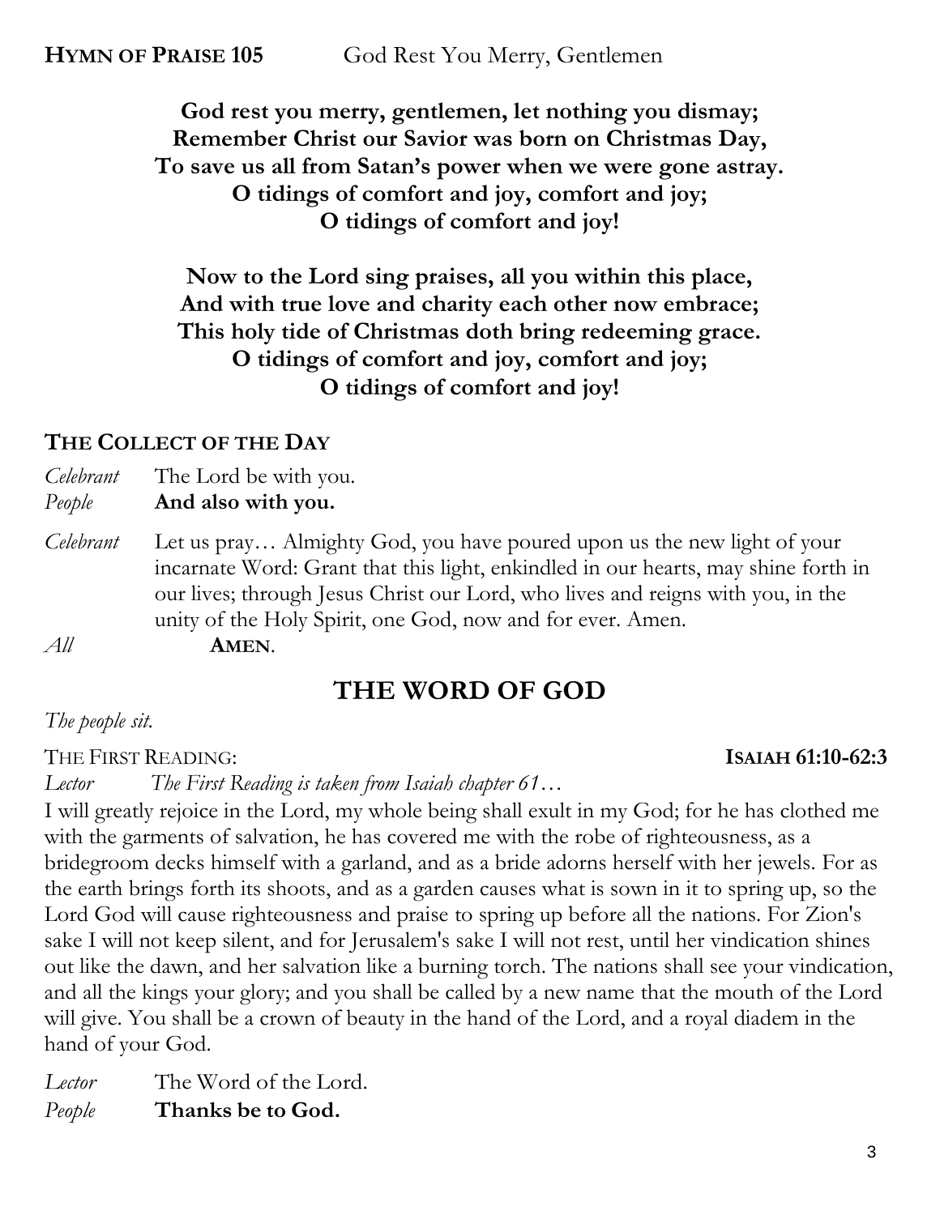**HYMN OF PRAISE 105** God Rest You Merry, Gentlemen

**God rest you merry, gentlemen, let nothing you dismay;**
**Remember Christ our Savior was born on Christmas Day,**
**To save us all from Satan's power when we were gone astray.**
**O tidings of comfort and joy, comfort and joy;**
**O tidings of comfort and joy!**

**Now to the Lord sing praises, all you within this place,**
**And with true love and charity each other now embrace;**
**This holy tide of Christmas doth bring redeeming grace.**
**O tidings of comfort and joy, comfort and joy;**
**O tidings of comfort and joy!**

## THE COLLECT OF THE DAY

*Celebrant* The Lord be with you.
*People* **And also with you.**

*Celebrant* Let us pray… Almighty God, you have poured upon us the new light of your incarnate Word: Grant that this light, enkindled in our hearts, may shine forth in our lives; through Jesus Christ our Lord, who lives and reigns with you, in the unity of the Holy Spirit, one God, now and for ever. Amen.
*All* **AMEN**.

# THE WORD OF GOD

*The people sit.*

THE FIRST READING: **ISAIAH 61:10-62:3**

*Lector The First Reading is taken from Isaiah chapter 61…*

I will greatly rejoice in the Lord, my whole being shall exult in my God; for he has clothed me with the garments of salvation, he has covered me with the robe of righteousness, as a bridegroom decks himself with a garland, and as a bride adorns herself with her jewels. For as the earth brings forth its shoots, and as a garden causes what is sown in it to spring up, so the Lord God will cause righteousness and praise to spring up before all the nations. For Zion's sake I will not keep silent, and for Jerusalem's sake I will not rest, until her vindication shines out like the dawn, and her salvation like a burning torch. The nations shall see your vindication, and all the kings your glory; and you shall be called by a new name that the mouth of the Lord will give. You shall be a crown of beauty in the hand of the Lord, and a royal diadem in the hand of your God.

*Lector* The Word of the Lord.
*People* **Thanks be to God.**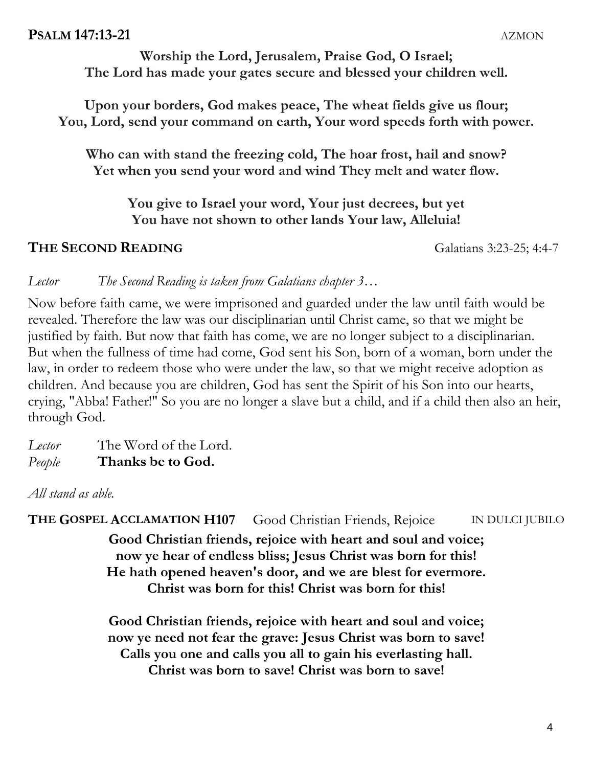**PSALM 147:13-21** AZMON

**Worship the Lord, Jerusalem, Praise God, O Israel;**
**The Lord has made your gates secure and blessed your children well.**

**Upon your borders, God makes peace, The wheat fields give us flour;**
**You, Lord, send your command on earth, Your word speeds forth with power.**

**Who can with stand the freezing cold, The hoar frost, hail and snow?**
**Yet when you send your word and wind They melt and water flow.**

**You give to Israel your word, Your just decrees, but yet**
**You have not shown to other lands Your law, Alleluia!**

**THE SECOND READING** Galatians 3:23-25; 4:4-7

*Lector* *The Second Reading is taken from Galatians chapter 3…*

Now before faith came, we were imprisoned and guarded under the law until faith would be revealed. Therefore the law was our disciplinarian until Christ came, so that we might be justified by faith. But now that faith has come, we are no longer subject to a disciplinarian. But when the fullness of time had come, God sent his Son, born of a woman, born under the law, in order to redeem those who were under the law, so that we might receive adoption as children. And because you are children, God has sent the Spirit of his Son into our hearts, crying, "Abba! Father!" So you are no longer a slave but a child, and if a child then also an heir, through God.

*Lector* The Word of the Lord.
*People* **Thanks be to God.**

*All stand as able.*

**THE GOSPEL ACCLAMATION H107** Good Christian Friends, Rejoice IN DULCI JUBILO

**Good Christian friends, rejoice with heart and soul and voice;**
**now ye hear of endless bliss; Jesus Christ was born for this!**
**He hath opened heaven's door, and we are blest for evermore.**
**Christ was born for this! Christ was born for this!**

**Good Christian friends, rejoice with heart and soul and voice;**
**now ye need not fear the grave: Jesus Christ was born to save!**
**Calls you one and calls you all to gain his everlasting hall.**
**Christ was born to save! Christ was born to save!**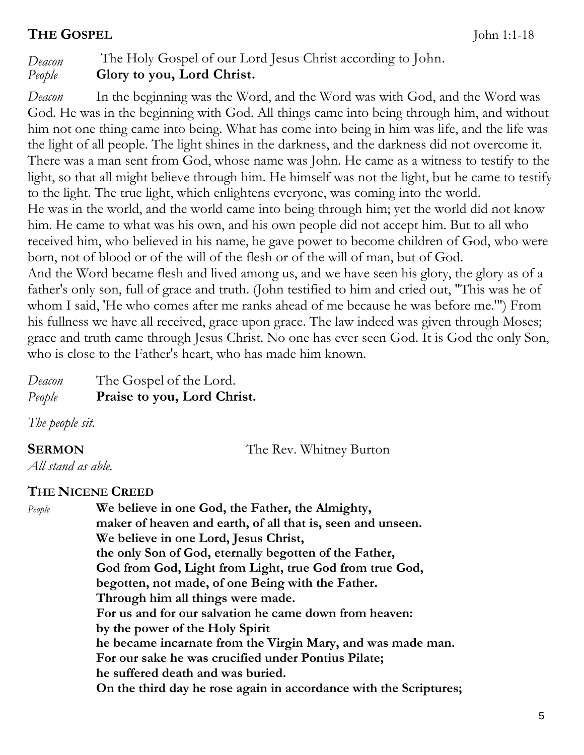## THE GOSPEL

John 1:1-18

*Deacon* The Holy Gospel of our Lord Jesus Christ according to John.
*People* **Glory to you, Lord Christ.**

*Deacon* In the beginning was the Word, and the Word was with God, and the Word was God. He was in the beginning with God. All things came into being through him, and without him not one thing came into being. What has come into being in him was life, and the life was the light of all people. The light shines in the darkness, and the darkness did not overcome it. There was a man sent from God, whose name was John. He came as a witness to testify to the light, so that all might believe through him. He himself was not the light, but he came to testify to the light. The true light, which enlightens everyone, was coming into the world.
He was in the world, and the world came into being through him; yet the world did not know him. He came to what was his own, and his own people did not accept him. But to all who received him, who believed in his name, he gave power to become children of God, who were born, not of blood or of the will of the flesh or of the will of man, but of God.
And the Word became flesh and lived among us, and we have seen his glory, the glory as of a father's only son, full of grace and truth. (John testified to him and cried out, "This was he of whom I said, 'He who comes after me ranks ahead of me because he was before me.'") From his fullness we have all received, grace upon grace. The law indeed was given through Moses; grace and truth came through Jesus Christ. No one has ever seen God. It is God the only Son, who is close to the Father's heart, who has made him known.

*Deacon* The Gospel of the Lord.
*People* **Praise to you, Lord Christ.**

*The people sit.*

## SERMON

The Rev. Whitney Burton

*All stand as able.*

## THE NICENE CREED

*People* **We believe in one God, the Father, the Almighty,**
**maker of heaven and earth, of all that is, seen and unseen.**
**We believe in one Lord, Jesus Christ,**
**the only Son of God, eternally begotten of the Father,**
**God from God, Light from Light, true God from true God,**
**begotten, not made, of one Being with the Father.**
**Through him all things were made.**
**For us and for our salvation he came down from heaven:**
**by the power of the Holy Spirit**
**he became incarnate from the Virgin Mary, and was made man.**
**For our sake he was crucified under Pontius Pilate;**
**he suffered death and was buried.**
**On the third day he rose again in accordance with the Scriptures;**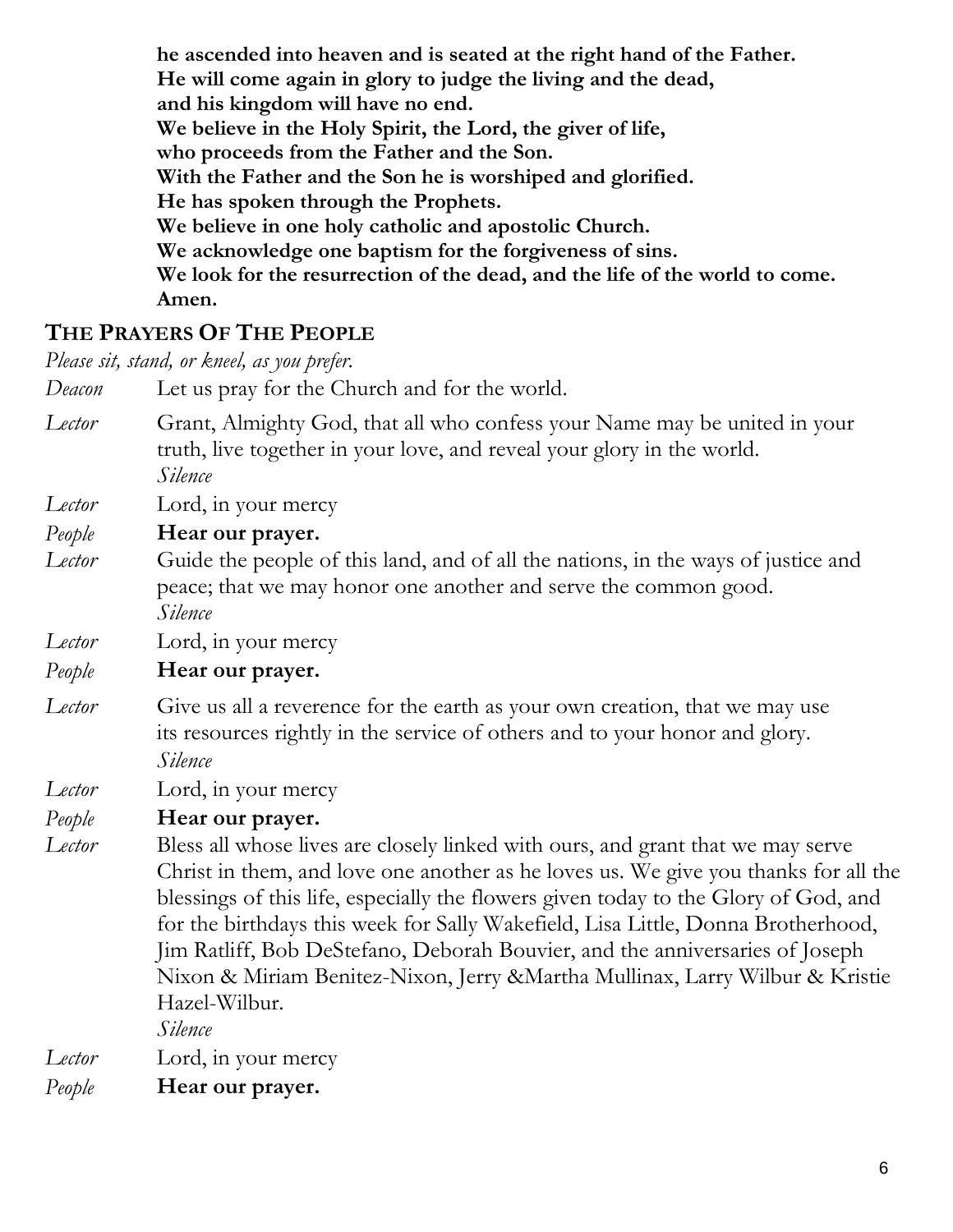**he ascended into heaven and is seated at the right hand of the Father.**
**He will come again in glory to judge the living and the dead,**
**and his kingdom will have no end.**
**We believe in the Holy Spirit, the Lord, the giver of life,**
**who proceeds from the Father and the Son.**
**With the Father and the Son he is worshiped and glorified.**
**He has spoken through the Prophets.**
**We believe in one holy catholic and apostolic Church.**
**We acknowledge one baptism for the forgiveness of sins.**
**We look for the resurrection of the dead, and the life of the world to come.**
**Amen.**

## THE PRAYERS OF THE PEOPLE

*Please sit, stand, or kneel, as you prefer.*

*Deacon* Let us pray for the Church and for the world.

*Lector* Grant, Almighty God, that all who confess your Name may be united in your truth, live together in your love, and reveal your glory in the world.
*Silence*

*Lector* Lord, in your mercy

*People* **Hear our prayer.**

*Lector* Guide the people of this land, and of all the nations, in the ways of justice and peace; that we may honor one another and serve the common good.
*Silence*

*Lector* Lord, in your mercy

*People* **Hear our prayer.**

*Lector* Give us all a reverence for the earth as your own creation, that we may use its resources rightly in the service of others and to your honor and glory.
*Silence*

*Lector* Lord, in your mercy

*People* **Hear our prayer.**

*Lector* Bless all whose lives are closely linked with ours, and grant that we may serve Christ in them, and love one another as he loves us. We give you thanks for all the blessings of this life, especially the flowers given today to the Glory of God, and for the birthdays this week for Sally Wakefield, Lisa Little, Donna Brotherhood, Jim Ratliff, Bob DeStefano, Deborah Bouvier, and the anniversaries of Joseph Nixon & Miriam Benitez-Nixon, Jerry &Martha Mullinax, Larry Wilbur & Kristie Hazel-Wilbur.
*Silence*

*Lector* Lord, in your mercy

*People* **Hear our prayer.**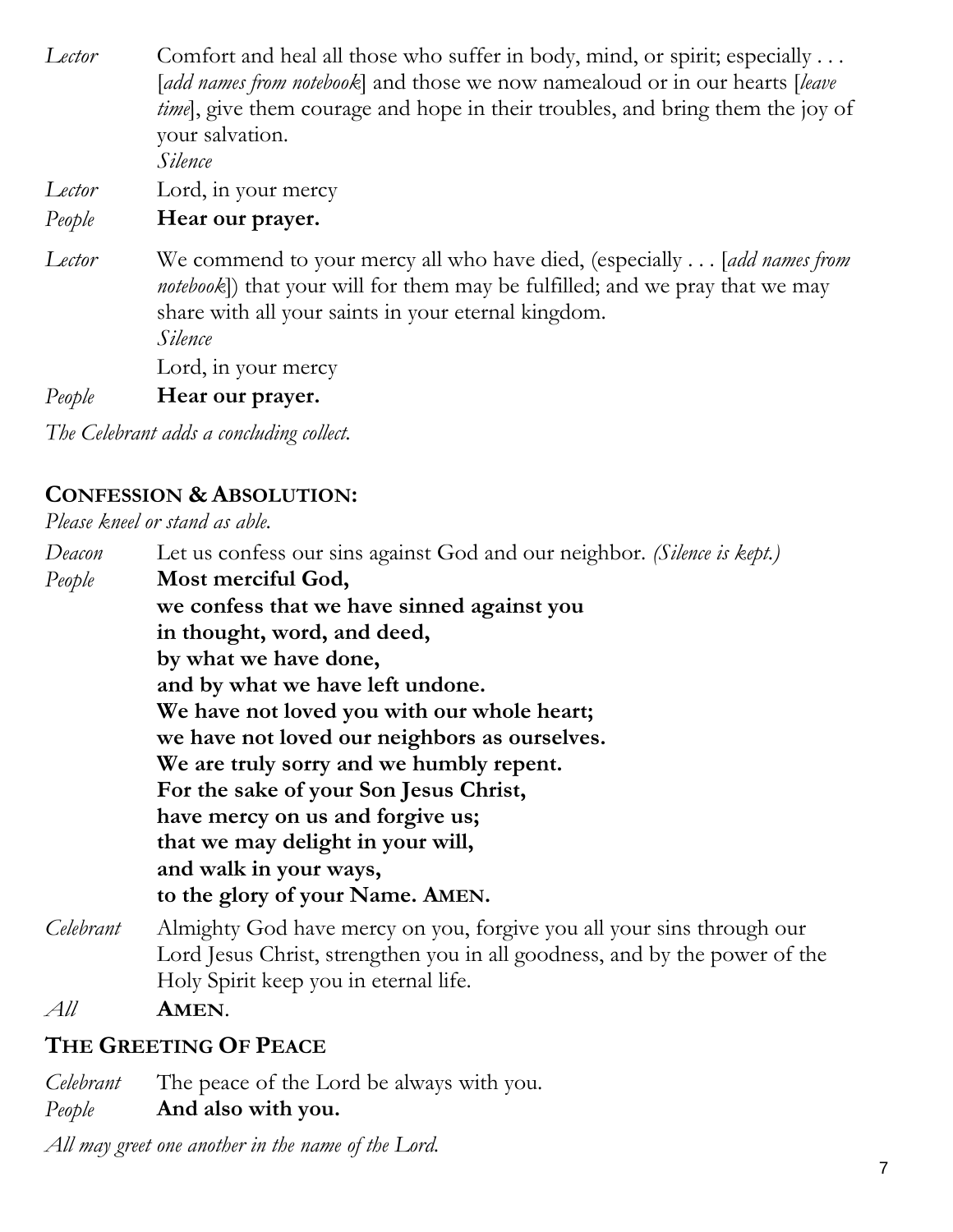*Lector* Comfort and heal all those who suffer in body, mind, or spirit; especially . . . [*add names from notebook*] and those we now namealoud or in our hearts [*leave time*], give them courage and hope in their troubles, and bring them the joy of your salvation.
*Silence*

*Lector* Lord, in your mercy
*People* **Hear our prayer.**

*Lector* We commend to your mercy all who have died, (especially . . . [*add names from notebook*]) that your will for them may be fulfilled; and we pray that we may share with all your saints in your eternal kingdom.
*Silence*
Lord, in your mercy
*People* **Hear our prayer.**

*The Celebrant adds a concluding collect.*

## CONFESSION & ABSOLUTION:

*Please kneel or stand as able.*

*Deacon* Let us confess our sins against God and our neighbor. *(Silence is kept.)*

*People* **Most merciful God,**
**we confess that we have sinned against you**
**in thought, word, and deed,**
**by what we have done,**
**and by what we have left undone.**
**We have not loved you with our whole heart;**
**we have not loved our neighbors as ourselves.**
**We are truly sorry and we humbly repent.**
**For the sake of your Son Jesus Christ,**
**have mercy on us and forgive us;**
**that we may delight in your will,**
**and walk in your ways,**
**to the glory of your Name. AMEN.**

*Celebrant* Almighty God have mercy on you, forgive you all your sins through our Lord Jesus Christ, strengthen you in all goodness, and by the power of the Holy Spirit keep you in eternal life.

*All* **AMEN**.

## THE GREETING OF PEACE

*Celebrant* The peace of the Lord be always with you.
*People* **And also with you.**

*All may greet one another in the name of the Lord.*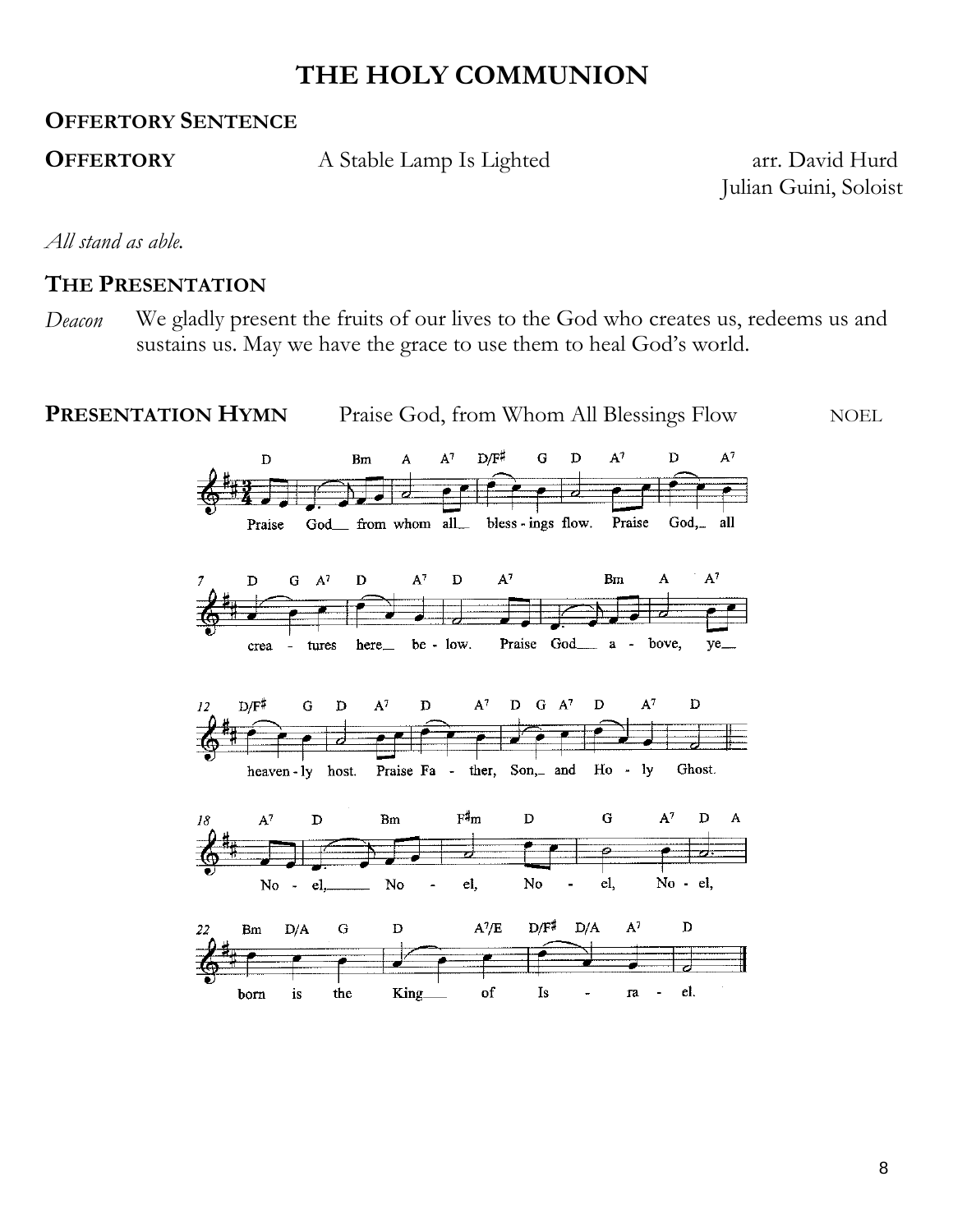# THE HOLY COMMUNION

## OFFERTORY SENTENCE

**OFFERTORY** A Stable Lamp Is Lighted arr. David Hurd
Julian Guini, Soloist

*All stand as able.*

## THE PRESENTATION

*Deacon* We gladly present the fruits of our lives to the God who creates us, redeems us and sustains us. May we have the grace to use them to heal God's world.

**PRESENTATION HYMN** Praise God, from Whom All Blessings Flow NOEL

Praise God from whom all bless-ings flow. Praise God, all crea-tures here below. Praise God above, ye heaven-ly host. Praise Father, Son, and Holy Ghost.

Noel, Noel, Noel, Noel, born is the King of Israel.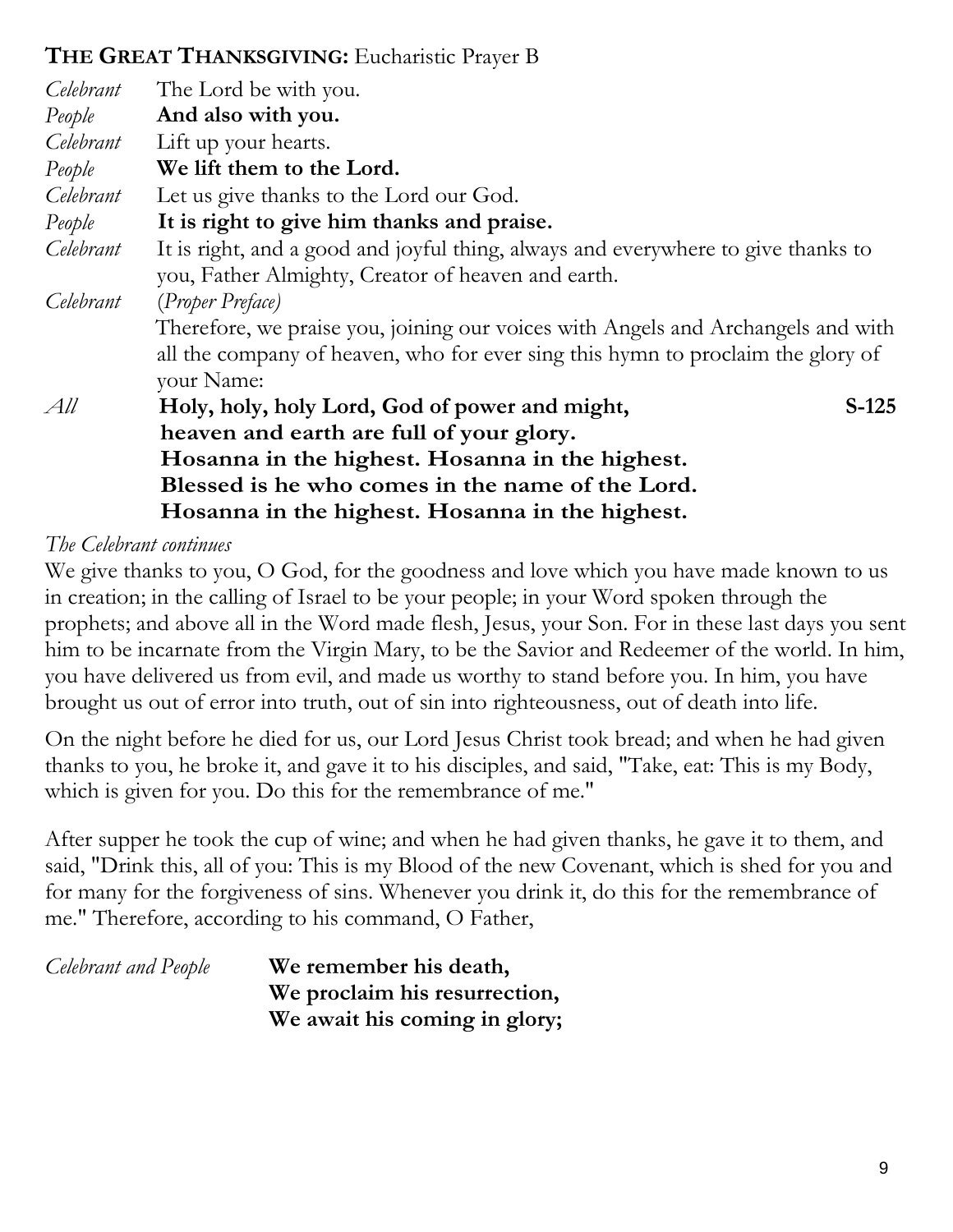## **THE GREAT THANKSGIVING:** Eucharistic Prayer B

*Celebrant* The Lord be with you.
*People* **And also with you.**
*Celebrant* Lift up your hearts.
*People* **We lift them to the Lord.**
*Celebrant* Let us give thanks to the Lord our God.
*People* **It is right to give him thanks and praise.**
*Celebrant* It is right, and a good and joyful thing, always and everywhere to give thanks to you, Father Almighty, Creator of heaven and earth.
*Celebrant* (*Proper Preface*)
Therefore, we praise you, joining our voices with Angels and Archangels and with all the company of heaven, who for ever sing this hymn to proclaim the glory of your Name:

*All* **Holy, holy, holy Lord, God of power and might,** **S-125**
**heaven and earth are full of your glory.**
**Hosanna in the highest. Hosanna in the highest.**
**Blessed is he who comes in the name of the Lord.**
**Hosanna in the highest. Hosanna in the highest.**

*The Celebrant continues*

We give thanks to you, O God, for the goodness and love which you have made known to us in creation; in the calling of Israel to be your people; in your Word spoken through the prophets; and above all in the Word made flesh, Jesus, your Son. For in these last days you sent him to be incarnate from the Virgin Mary, to be the Savior and Redeemer of the world. In him, you have delivered us from evil, and made us worthy to stand before you. In him, you have brought us out of error into truth, out of sin into righteousness, out of death into life.

On the night before he died for us, our Lord Jesus Christ took bread; and when he had given thanks to you, he broke it, and gave it to his disciples, and said, "Take, eat: This is my Body, which is given for you. Do this for the remembrance of me."

After supper he took the cup of wine; and when he had given thanks, he gave it to them, and said, "Drink this, all of you: This is my Blood of the new Covenant, which is shed for you and for many for the forgiveness of sins. Whenever you drink it, do this for the remembrance of me." Therefore, according to his command, O Father,

*Celebrant and People* **We remember his death,**
**We proclaim his resurrection,**
**We await his coming in glory;**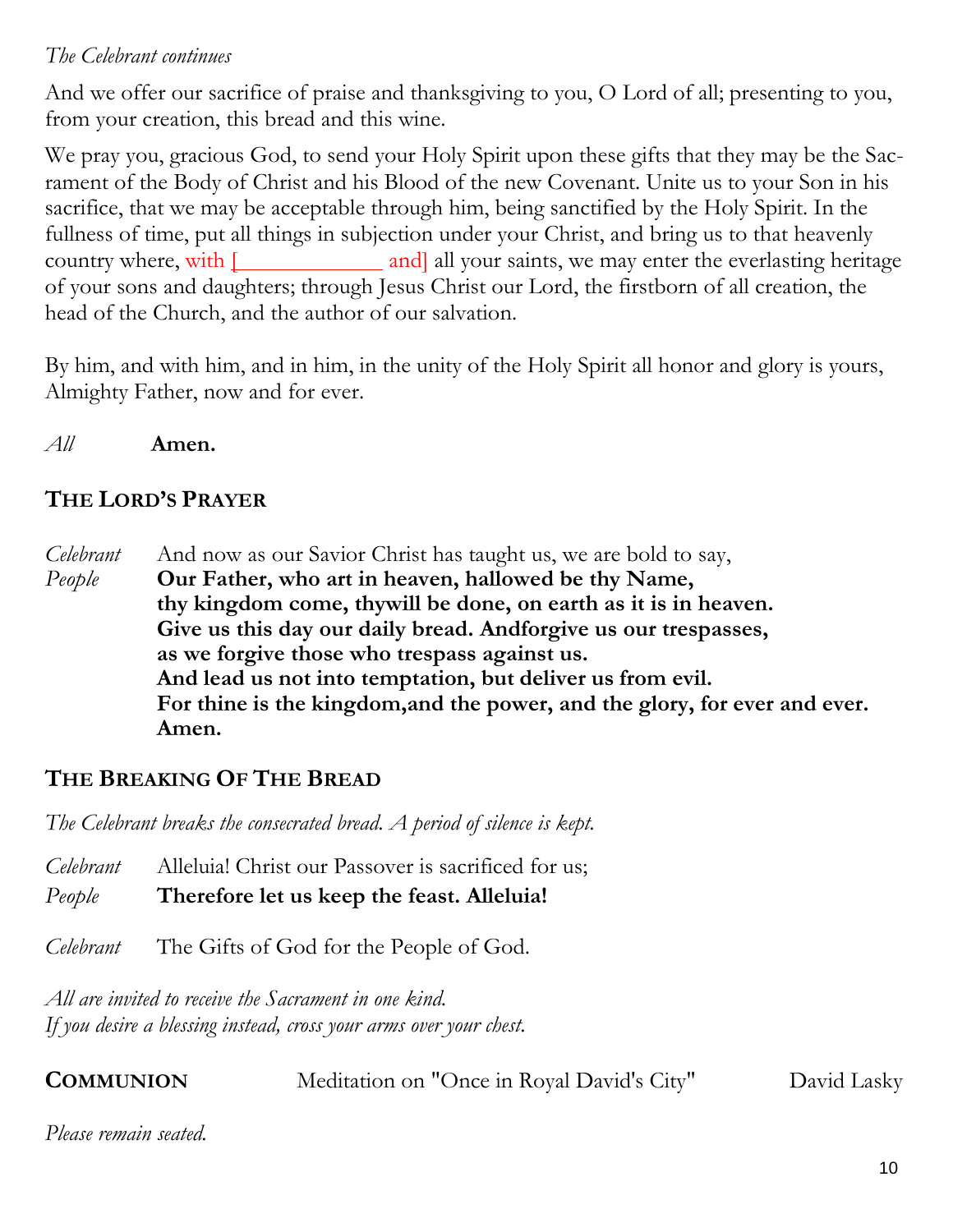*The Celebrant continues*

And we offer our sacrifice of praise and thanksgiving to you, O Lord of all; presenting to you, from your creation, this bread and this wine.

We pray you, gracious God, to send your Holy Spirit upon these gifts that they may be the Sacrament of the Body of Christ and his Blood of the new Covenant. Unite us to your Son in his sacrifice, that we may be acceptable through him, being sanctified by the Holy Spirit. In the fullness of time, put all things in subjection under your Christ, and bring us to that heavenly country where, with [____________ and] all your saints, we may enter the everlasting heritage of your sons and daughters; through Jesus Christ our Lord, the firstborn of all creation, the head of the Church, and the author of our salvation.

By him, and with him, and in him, in the unity of the Holy Spirit all honor and glory is yours, Almighty Father, now and for ever.

*All* **Amen.**

## THE LORD'S PRAYER

*Celebrant* And now as our Savior Christ has taught us, we are bold to say,

*People* **Our Father, who art in heaven, hallowed be thy Name,
thy kingdom come, thywill be done, on earth as it is in heaven.
Give us this day our daily bread. Andforgive us our trespasses,
as we forgive those who trespass against us.
And lead us not into temptation, but deliver us from evil.
For thine is the kingdom,and the power, and the glory, for ever and ever.
Amen.**

## THE BREAKING OF THE BREAD

*The Celebrant breaks the consecrated bread. A period of silence is kept.*

*Celebrant* Alleluia! Christ our Passover is sacrificed for us;

*People* **Therefore let us keep the feast. Alleluia!**

*Celebrant* The Gifts of God for the People of God.

*All are invited to receive the Sacrament in one kind.*
*If you desire a blessing instead, cross your arms over your chest.*

**COMMUNION** Meditation on "Once in Royal David's City" David Lasky

*Please remain seated.*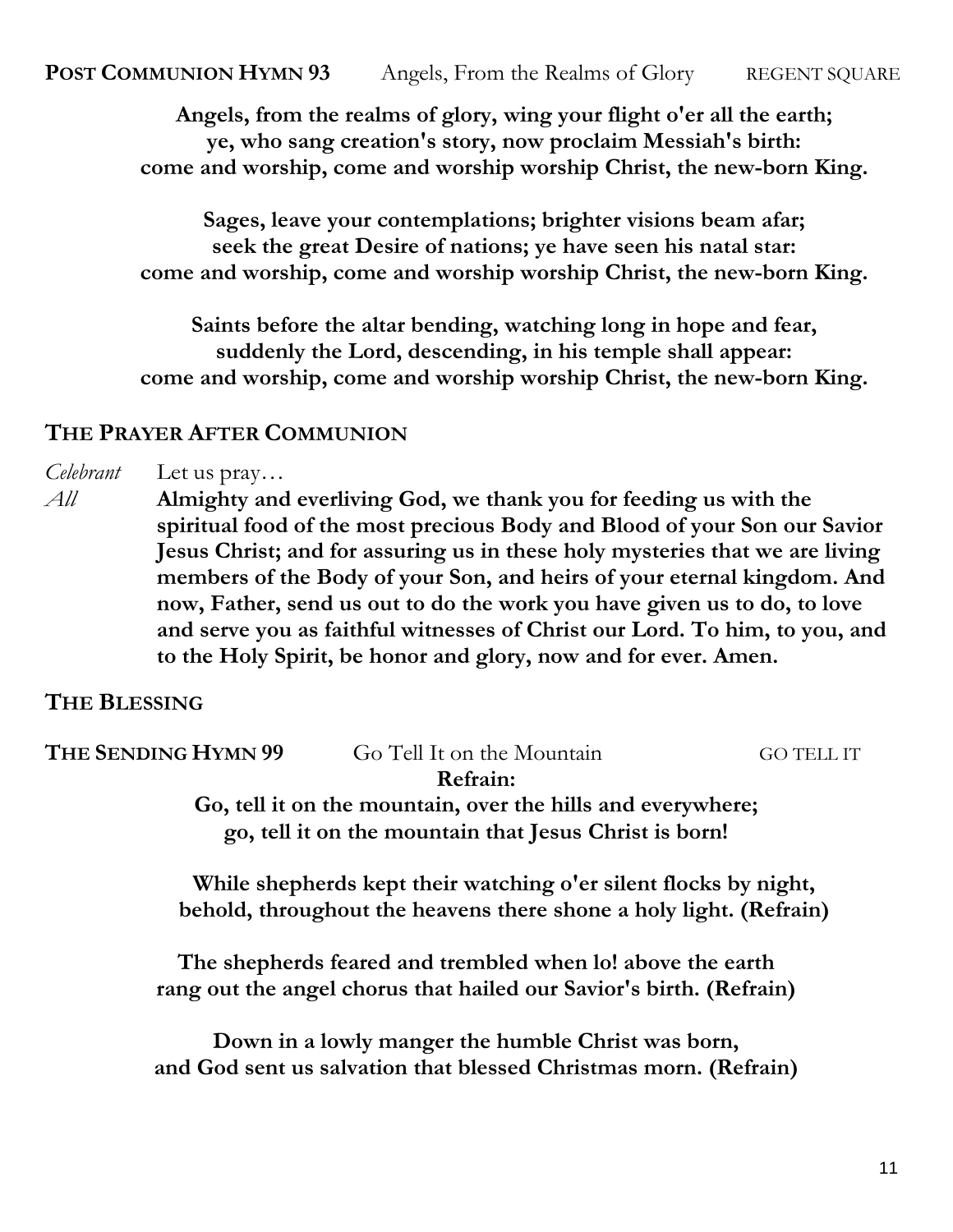**POST COMMUNION HYMN 93** Angels, From the Realms of Glory REGENT SQUARE

**Angels, from the realms of glory, wing your flight o'er all the earth;**
**ye, who sang creation's story, now proclaim Messiah's birth:**
**come and worship, come and worship worship Christ, the new-born King.**

**Sages, leave your contemplations; brighter visions beam afar;**
**seek the great Desire of nations; ye have seen his natal star:**
**come and worship, come and worship worship Christ, the new-born King.**

**Saints before the altar bending, watching long in hope and fear,**
**suddenly the Lord, descending, in his temple shall appear:**
**come and worship, come and worship worship Christ, the new-born King.**

## THE PRAYER AFTER COMMUNION

*Celebrant* Let us pray…

*All* **Almighty and everliving God, we thank you for feeding us with the spiritual food of the most precious Body and Blood of your Son our Savior Jesus Christ; and for assuring us in these holy mysteries that we are living members of the Body of your Son, and heirs of your eternal kingdom. And now, Father, send us out to do the work you have given us to do, to love and serve you as faithful witnesses of Christ our Lord. To him, to you, and to the Holy Spirit, be honor and glory, now and for ever. Amen.**

## THE BLESSING

**THE SENDING HYMN 99** Go Tell It on the Mountain GO TELL IT

**Refrain:**

**Go, tell it on the mountain, over the hills and everywhere;**
**go, tell it on the mountain that Jesus Christ is born!**

**While shepherds kept their watching o'er silent flocks by night,**
**behold, throughout the heavens there shone a holy light. (Refrain)**

**The shepherds feared and trembled when lo! above the earth**
**rang out the angel chorus that hailed our Savior's birth. (Refrain)**

**Down in a lowly manger the humble Christ was born,**
**and God sent us salvation that blessed Christmas morn. (Refrain)**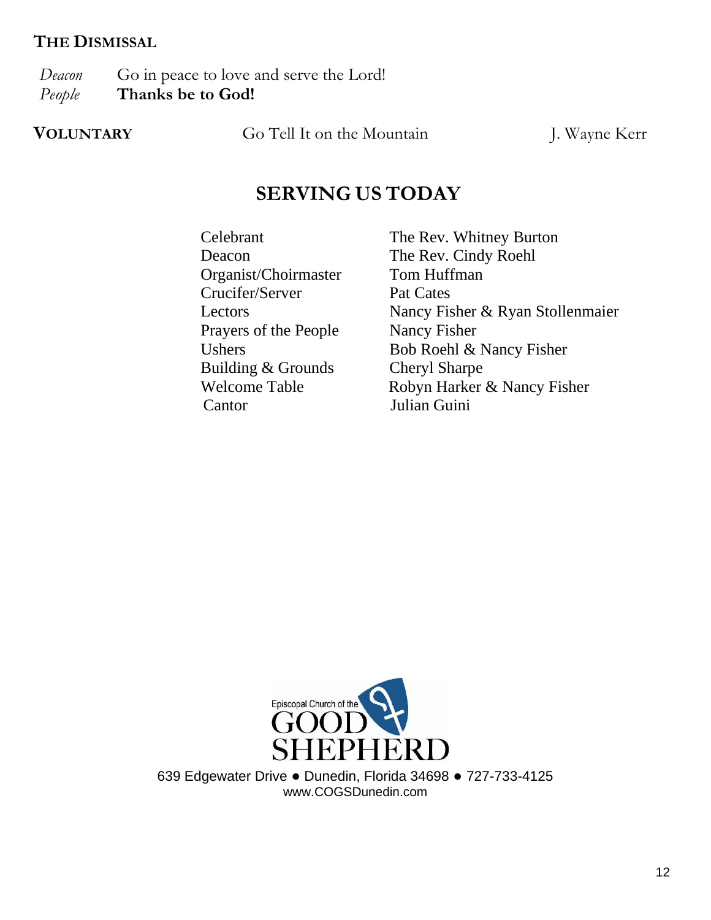**THE DISMISSAL**

*Deacon* Go in peace to love and serve the Lord!
*People* **Thanks be to God!**

**VOLUNTARY** Go Tell It on the Mountain J. Wayne Kerr

## SERVING US TODAY

| | |
|---|---|
| Celebrant | The Rev. Whitney Burton |
| Deacon | The Rev. Cindy Roehl |
| Organist/Choirmaster | Tom Huffman |
| Crucifer/Server | Pat Cates |
| Lectors | Nancy Fisher & Ryan Stollenmaier |
| Prayers of the People | Nancy Fisher |
| Ushers | Bob Roehl & Nancy Fisher |
| Building & Grounds | Cheryl Sharpe |
| Welcome Table | Robyn Harker & Nancy Fisher |
| Cantor | Julian Guini |

Episcopal Church of the GOOD SHEPHERD

639 Edgewater Drive ● Dunedin, Florida 34698 ● 727-733-4125
www.COGSDunedin.com